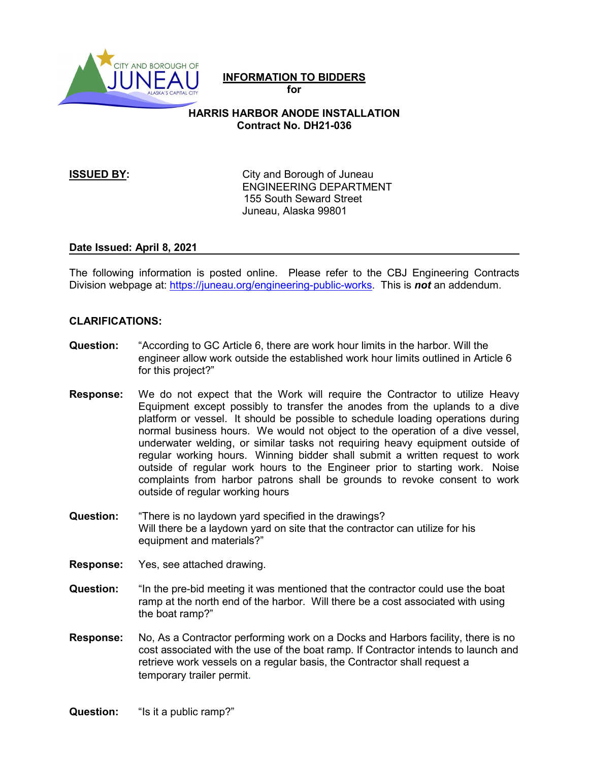CITY AND BOROUGH OF JUNEAU ALASKA'S CAPITAL CITY

**INFORMATION TO BIDDERS**
**for**

**HARRIS HARBOR ANODE INSTALLATION**
**Contract No. DH21-036**

**ISSUED BY:** City and Borough of Juneau
ENGINEERING DEPARTMENT
155 South Seward Street
Juneau, Alaska 99801

**Date Issued: April 8, 2021**

The following information is posted online. Please refer to the CBJ Engineering Contracts Division webpage at: https://juneau.org/engineering-public-works. This is ***not*** an addendum.

**CLARIFICATIONS:**

**Question:** "According to GC Article 6, there are work hour limits in the harbor. Will the engineer allow work outside the established work hour limits outlined in Article 6 for this project?"

**Response:** We do not expect that the Work will require the Contractor to utilize Heavy Equipment except possibly to transfer the anodes from the uplands to a dive platform or vessel. It should be possible to schedule loading operations during normal business hours. We would not object to the operation of a dive vessel, underwater welding, or similar tasks not requiring heavy equipment outside of regular working hours. Winning bidder shall submit a written request to work outside of regular work hours to the Engineer prior to starting work. Noise complaints from harbor patrons shall be grounds to revoke consent to work outside of regular working hours

**Question:** "There is no laydown yard specified in the drawings? Will there be a laydown yard on site that the contractor can utilize for his equipment and materials?"

**Response:** Yes, see attached drawing.

**Question:** "In the pre-bid meeting it was mentioned that the contractor could use the boat ramp at the north end of the harbor. Will there be a cost associated with using the boat ramp?"

**Response:** No, As a Contractor performing work on a Docks and Harbors facility, there is no cost associated with the use of the boat ramp. If Contractor intends to launch and retrieve work vessels on a regular basis, the Contractor shall request a temporary trailer permit.

**Question:** "Is it a public ramp?"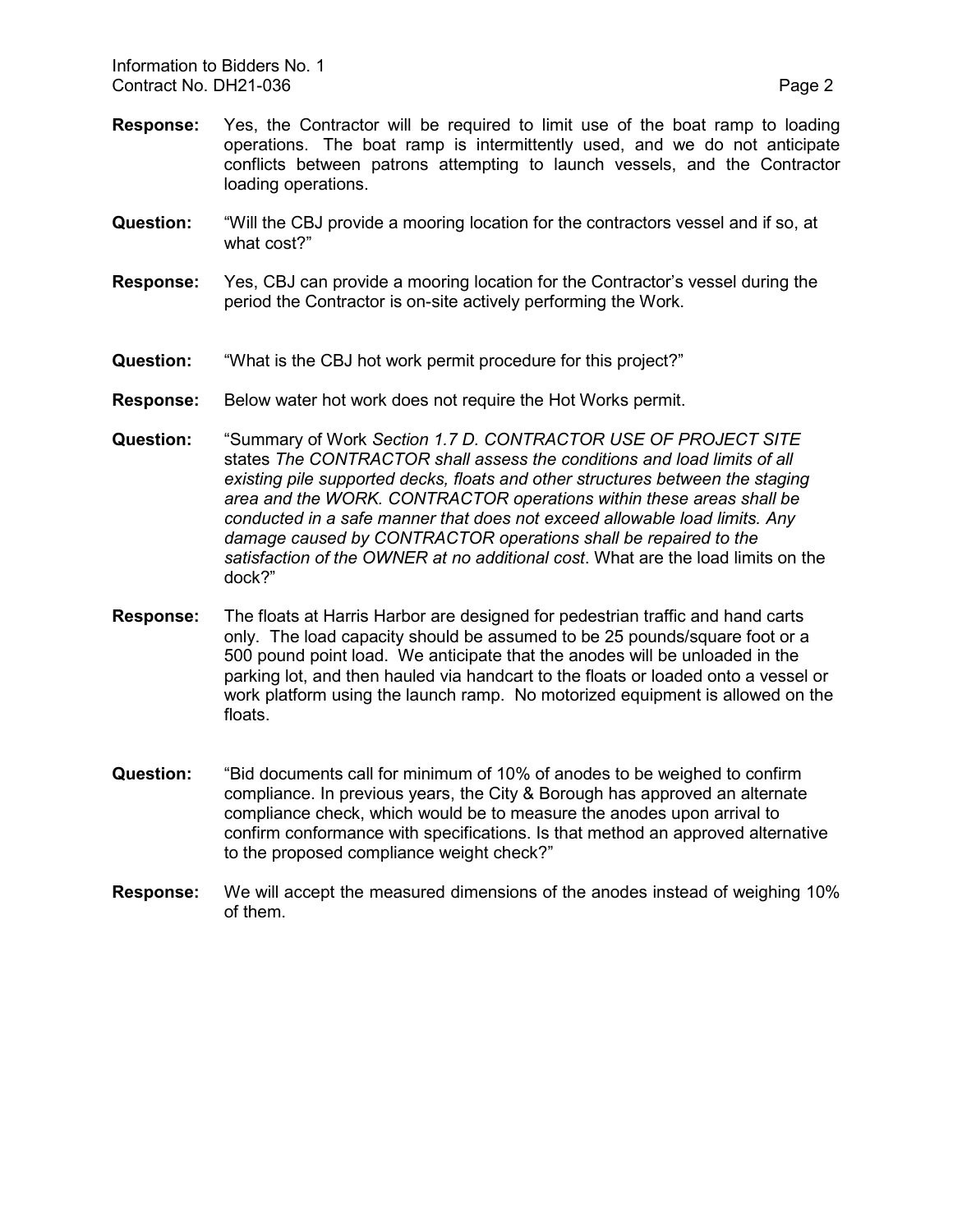**Response:** Yes, the Contractor will be required to limit use of the boat ramp to loading operations. The boat ramp is intermittently used, and we do not anticipate conflicts between patrons attempting to launch vessels, and the Contractor loading operations.

**Question:** "Will the CBJ provide a mooring location for the contractors vessel and if so, at what cost?"

**Response:** Yes, CBJ can provide a mooring location for the Contractor's vessel during the period the Contractor is on-site actively performing the Work.

**Question:** "What is the CBJ hot work permit procedure for this project?"

**Response:** Below water hot work does not require the Hot Works permit.

**Question:** "Summary of Work *Section 1.7 D. CONTRACTOR USE OF PROJECT SITE* states *The CONTRACTOR shall assess the conditions and load limits of all existing pile supported decks, floats and other structures between the staging area and the WORK. CONTRACTOR operations within these areas shall be conducted in a safe manner that does not exceed allowable load limits. Any damage caused by CONTRACTOR operations shall be repaired to the satisfaction of the OWNER at no additional cost*. What are the load limits on the dock?"

**Response:** The floats at Harris Harbor are designed for pedestrian traffic and hand carts only. The load capacity should be assumed to be 25 pounds/square foot or a 500 pound point load. We anticipate that the anodes will be unloaded in the parking lot, and then hauled via handcart to the floats or loaded onto a vessel or work platform using the launch ramp. No motorized equipment is allowed on the floats.

**Question:** "Bid documents call for minimum of 10% of anodes to be weighed to confirm compliance. In previous years, the City & Borough has approved an alternate compliance check, which would be to measure the anodes upon arrival to confirm conformance with specifications. Is that method an approved alternative to the proposed compliance weight check?"

**Response:** We will accept the measured dimensions of the anodes instead of weighing 10% of them.